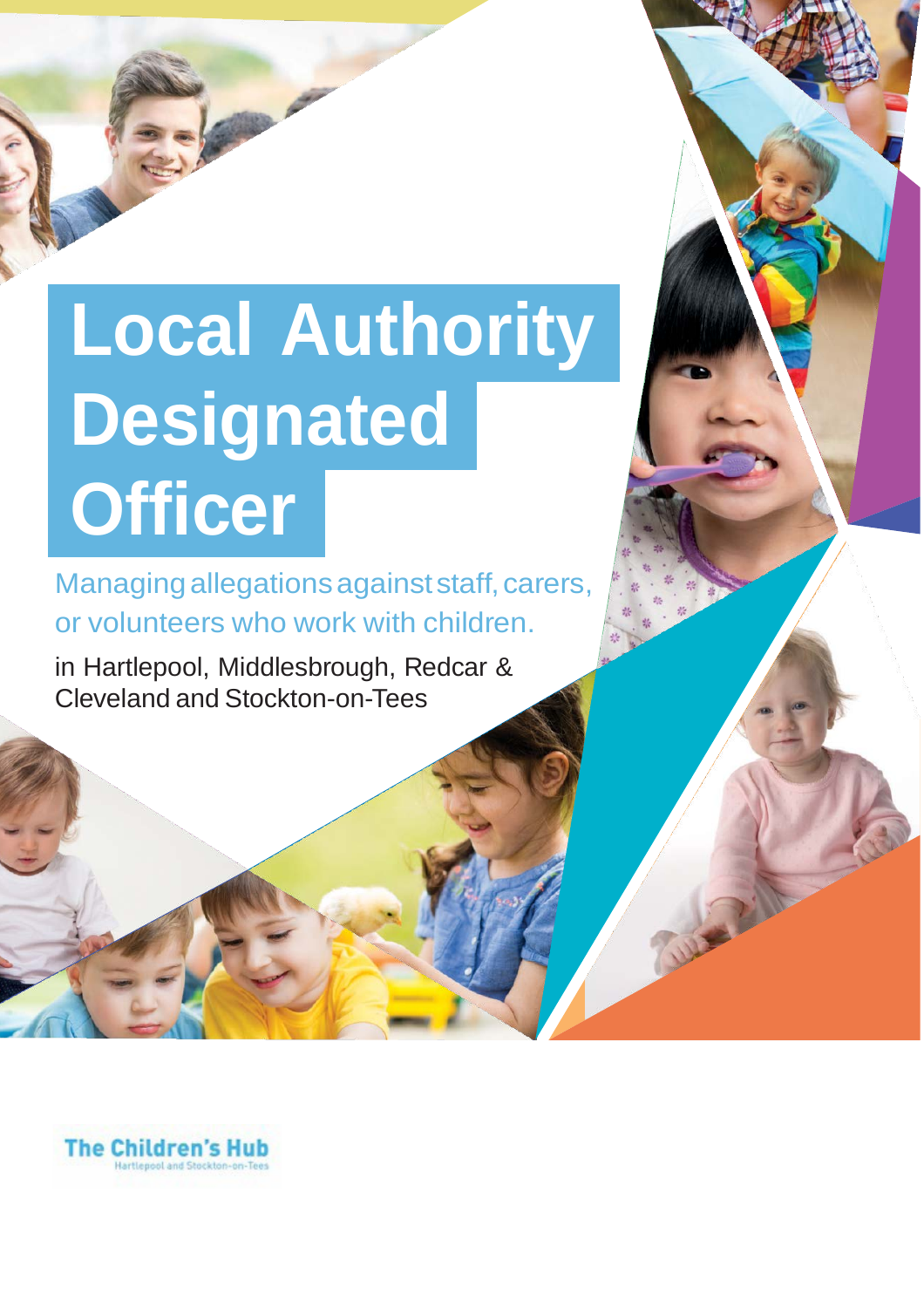# Local Authority Designated Officer

Managing allegations against staff, carers, or volunteers who work with children.

in Hartlepool, Middlesbrough, Redcar & Cleveland and Stockton-on-Tees

The Children's Hub
Hartlepool and Stockton-on-Tees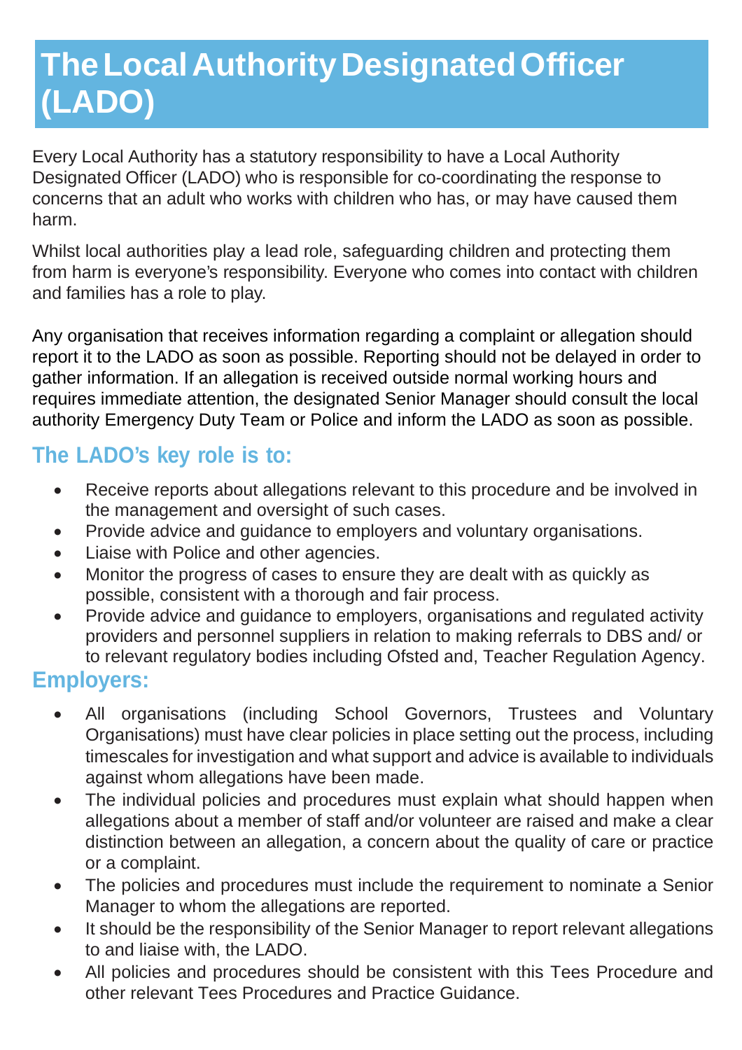# The Local Authority Designated Officer (LADO)

Every Local Authority has a statutory responsibility to have a Local Authority Designated Officer (LADO) who is responsible for co-coordinating the response to concerns that an adult who works with children who has, or may have caused them harm.

Whilst local authorities play a lead role, safeguarding children and protecting them from harm is everyone's responsibility. Everyone who comes into contact with children and families has a role to play.

Any organisation that receives information regarding a complaint or allegation should report it to the LADO as soon as possible. Reporting should not be delayed in order to gather information. If an allegation is received outside normal working hours and requires immediate attention, the designated Senior Manager should consult the local authority Emergency Duty Team or Police and inform the LADO as soon as possible.

## The LADO's key role is to:

- Receive reports about allegations relevant to this procedure and be involved in the management and oversight of such cases.
- Provide advice and guidance to employers and voluntary organisations.
- Liaise with Police and other agencies.
- Monitor the progress of cases to ensure they are dealt with as quickly as possible, consistent with a thorough and fair process.
- Provide advice and guidance to employers, organisations and regulated activity providers and personnel suppliers in relation to making referrals to DBS and/ or to relevant regulatory bodies including Ofsted and, Teacher Regulation Agency.

## Employers:

- All organisations (including School Governors, Trustees and Voluntary Organisations) must have clear policies in place setting out the process, including timescales for investigation and what support and advice is available to individuals against whom allegations have been made.
- The individual policies and procedures must explain what should happen when allegations about a member of staff and/or volunteer are raised and make a clear distinction between an allegation, a concern about the quality of care or practice or a complaint.
- The policies and procedures must include the requirement to nominate a Senior Manager to whom the allegations are reported.
- It should be the responsibility of the Senior Manager to report relevant allegations to and liaise with, the LADO.
- All policies and procedures should be consistent with this Tees Procedure and other relevant Tees Procedures and Practice Guidance.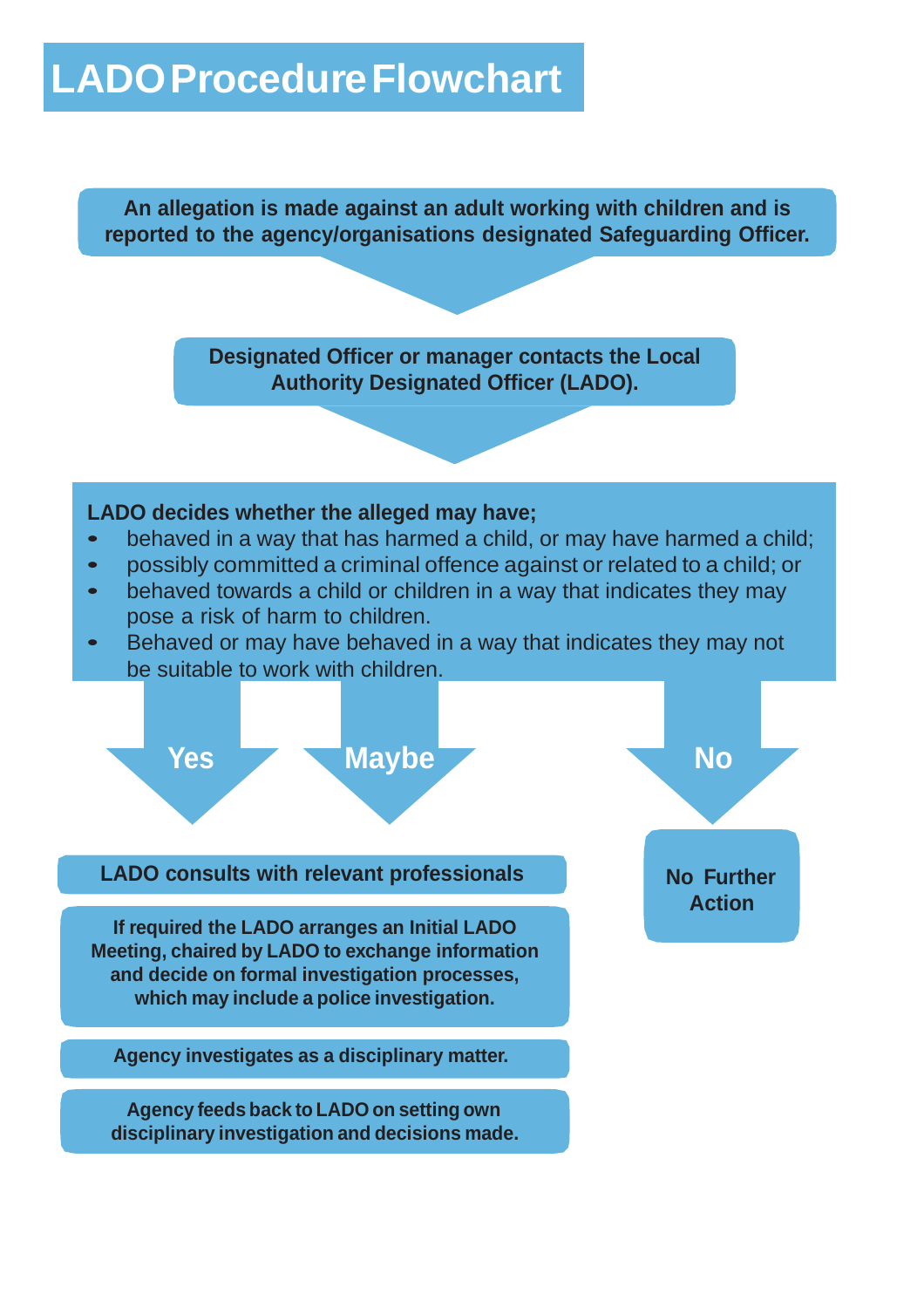# LADO Procedure Flowchart

**An allegation is made against an adult working with children and is reported to the agency/organisations designated Safeguarding Officer.**

**Designated Officer or manager contacts the Local Authority Designated Officer (LADO).**

**LADO decides whether the alleged may have;**

- behaved in a way that has harmed a child, or may have harmed a child;
- possibly committed a criminal offence against or related to a child; or
- behaved towards a child or children in a way that indicates they may pose a risk of harm to children.
- Behaved or may have behaved in a way that indicates they may not be suitable to work with children.

**Yes** / **Maybe**

**LADO consults with relevant professionals**

**If required the LADO arranges an Initial LADO Meeting, chaired by LADO to exchange information and decide on formal investigation processes, which may include a police investigation.**

**Agency investigates as a disciplinary matter.**

**Agency feeds back to LADO on setting own disciplinary investigation and decisions made.**

**No**

**No Further Action**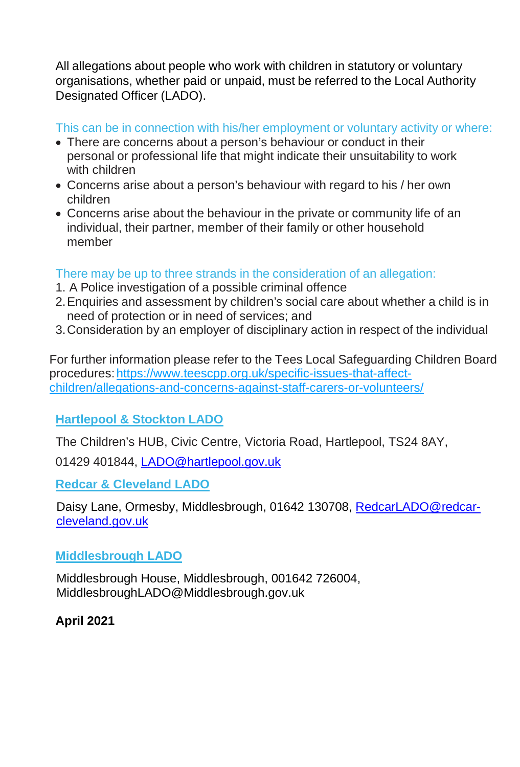All allegations about people who work with children in statutory or voluntary organisations, whether paid or unpaid, must be referred to the Local Authority Designated Officer (LADO).

This can be in connection with his/her employment or voluntary activity or where:

- There are concerns about a person's behaviour or conduct in their personal or professional life that might indicate their unsuitability to work with children
- Concerns arise about a person's behaviour with regard to his / her own children
- Concerns arise about the behaviour in the private or community life of an individual, their partner, member of their family or other household member

There may be up to three strands in the consideration of an allegation:

1. A Police investigation of a possible criminal offence
2. Enquiries and assessment by children's social care about whether a child is in need of protection or in need of services; and
3. Consideration by an employer of disciplinary action in respect of the individual

For further information please refer to the Tees Local Safeguarding Children Board procedures: https://www.teescpp.org.uk/specific-issues-that-affect-children/allegations-and-concerns-against-staff-carers-or-volunteers/

**Hartlepool & Stockton LADO**

The Children's HUB, Civic Centre, Victoria Road, Hartlepool, TS24 8AY,

01429 401844, LADO@hartlepool.gov.uk

**Redcar & Cleveland LADO**

Daisy Lane, Ormesby, Middlesbrough, 01642 130708, RedcarLADO@redcar-cleveland.gov.uk

**Middlesbrough LADO**

Middlesbrough House, Middlesbrough, 001642 726004, MiddlesbroughLADO@Middlesbrough.gov.uk

**April 2021**